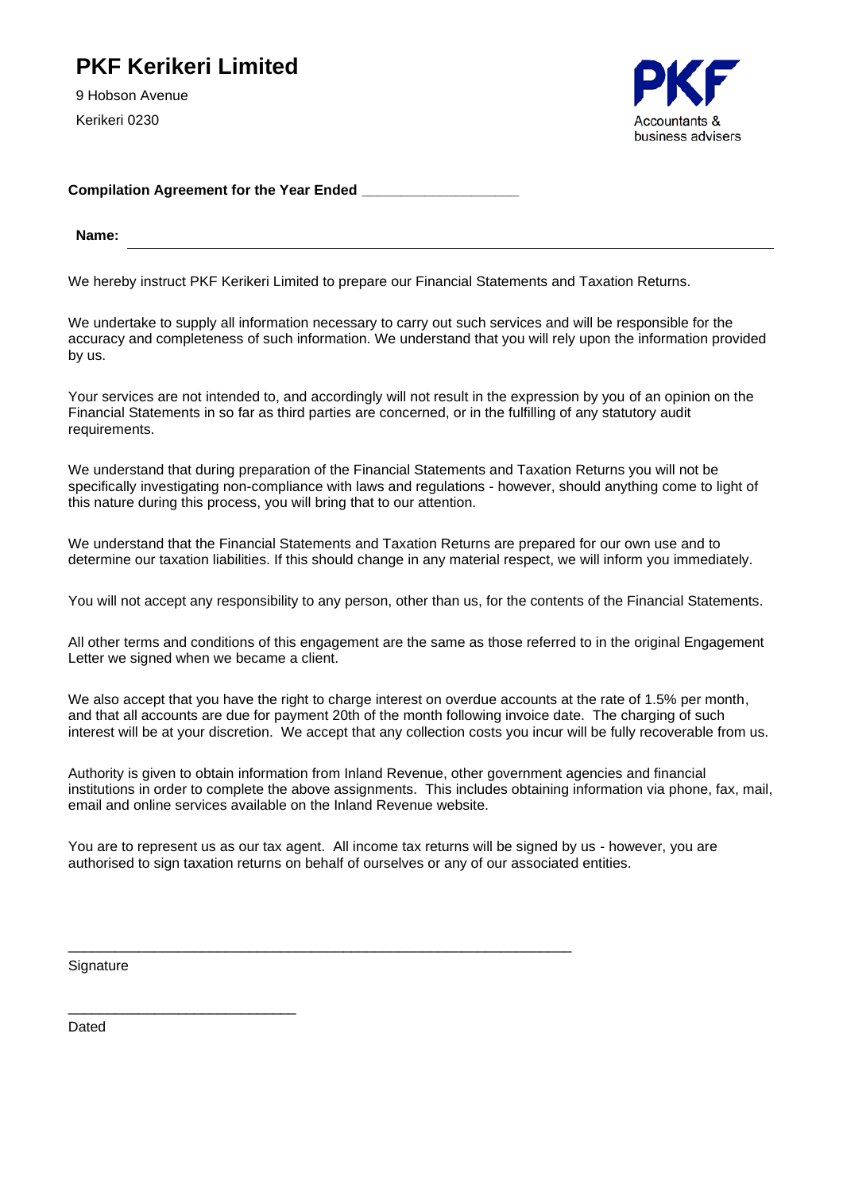# PKF Kerikeri Limited

9 Hobson Avenue

Kerikeri 0230

PKF
Accountants & business advisers

**Compilation Agreement for the Year Ended ____________________**

**Name:** ________________________________________________________________

We hereby instruct PKF Kerikeri Limited to prepare our Financial Statements and Taxation Returns.

We undertake to supply all information necessary to carry out such services and will be responsible for the accuracy and completeness of such information. We understand that you will rely upon the information provided by us.

Your services are not intended to, and accordingly will not result in the expression by you of an opinion on the Financial Statements in so far as third parties are concerned, or in the fulfilling of any statutory audit requirements.

We understand that during preparation of the Financial Statements and Taxation Returns you will not be specifically investigating non-compliance with laws and regulations - however, should anything come to light of this nature during this process, you will bring that to our attention.

We understand that the Financial Statements and Taxation Returns are prepared for our own use and to determine our taxation liabilities. If this should change in any material respect, we will inform you immediately.

You will not accept any responsibility to any person, other than us, for the contents of the Financial Statements.

All other terms and conditions of this engagement are the same as those referred to in the original Engagement Letter we signed when we became a client.

We also accept that you have the right to charge interest on overdue accounts at the rate of 1.5% per month, and that all accounts are due for payment 20th of the month following invoice date. The charging of such interest will be at your discretion. We accept that any collection costs you incur will be fully recoverable from us.

Authority is given to obtain information from Inland Revenue, other government agencies and financial institutions in order to complete the above assignments. This includes obtaining information via phone, fax, mail, email and online services available on the Inland Revenue website.

You are to represent us as our tax agent. All income tax returns will be signed by us - however, you are authorised to sign taxation returns on behalf of ourselves or any of our associated entities.

_________________________________________________________________

Signature

_____________________________

Dated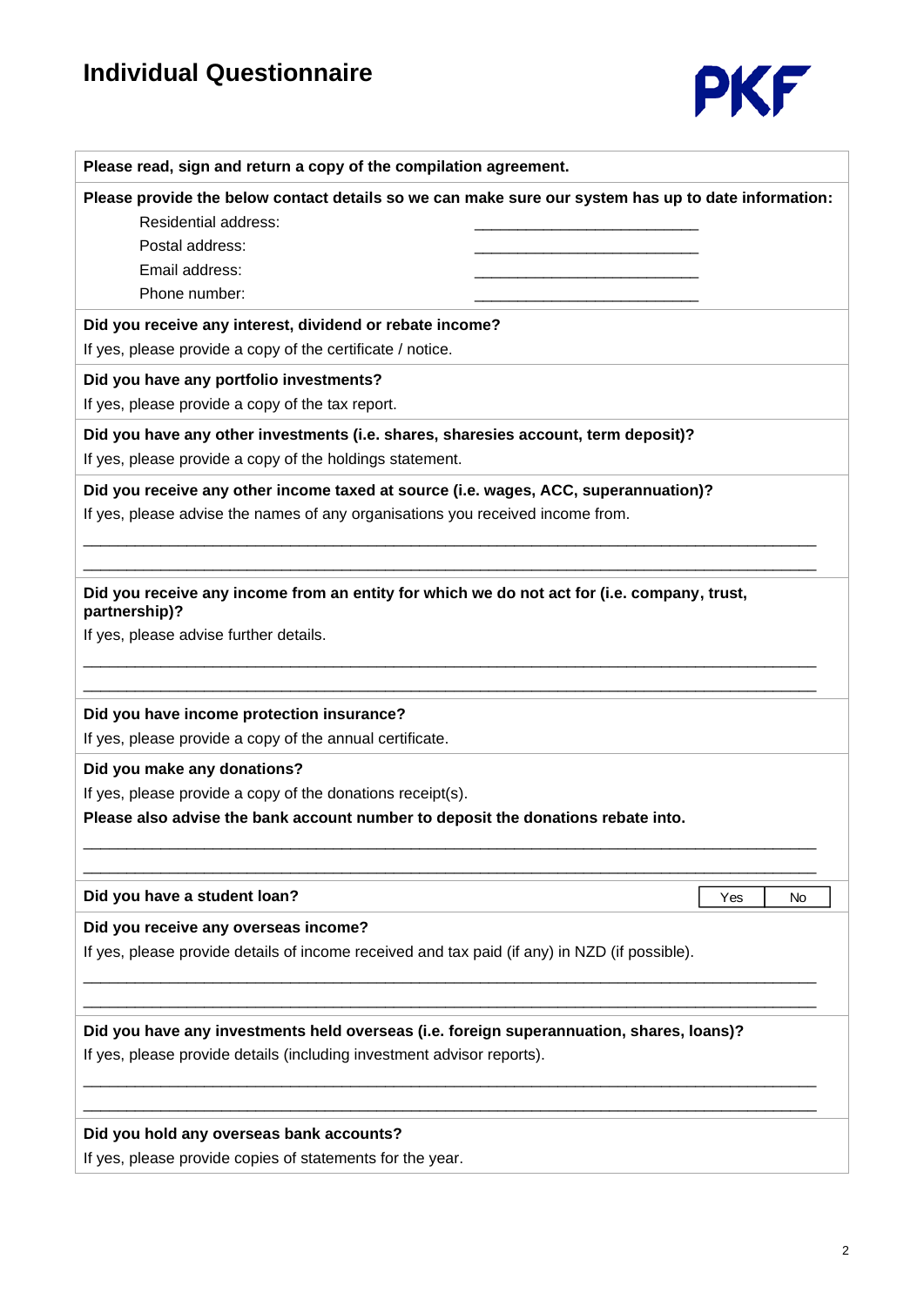# Individual Questionnaire

PKF

**Please read, sign and return a copy of the compilation agreement.**

**Please provide the below contact details so we can make sure our system has up to date information:**

Residential address: ___________________________

Postal address: ___________________________

Email address: ___________________________

Phone number: ___________________________

**Did you receive any interest, dividend or rebate income?**

If yes, please provide a copy of the certificate / notice.

**Did you have any portfolio investments?**

If yes, please provide a copy of the tax report.

**Did you have any other investments (i.e. shares, sharesies account, term deposit)?**

If yes, please provide a copy of the holdings statement.

**Did you receive any other income taxed at source (i.e. wages, ACC, superannuation)?**

If yes, please advise the names of any organisations you received income from.

_______________________________________________________________________________

_______________________________________________________________________________

**Did you receive any income from an entity for which we do not act for (i.e. company, trust, partnership)?**

If yes, please advise further details.

_______________________________________________________________________________

_______________________________________________________________________________

**Did you have income protection insurance?**

If yes, please provide a copy of the annual certificate.

**Did you make any donations?**

If yes, please provide a copy of the donations receipt(s).

**Please also advise the bank account number to deposit the donations rebate into.**

_______________________________________________________________________________

_______________________________________________________________________________

**Did you have a student loan?** Yes No

**Did you receive any overseas income?**

If yes, please provide details of income received and tax paid (if any) in NZD (if possible).

_______________________________________________________________________________

_______________________________________________________________________________

**Did you have any investments held overseas (i.e. foreign superannuation, shares, loans)?**

If yes, please provide details (including investment advisor reports).

_______________________________________________________________________________

_______________________________________________________________________________

**Did you hold any overseas bank accounts?**

If yes, please provide copies of statements for the year.